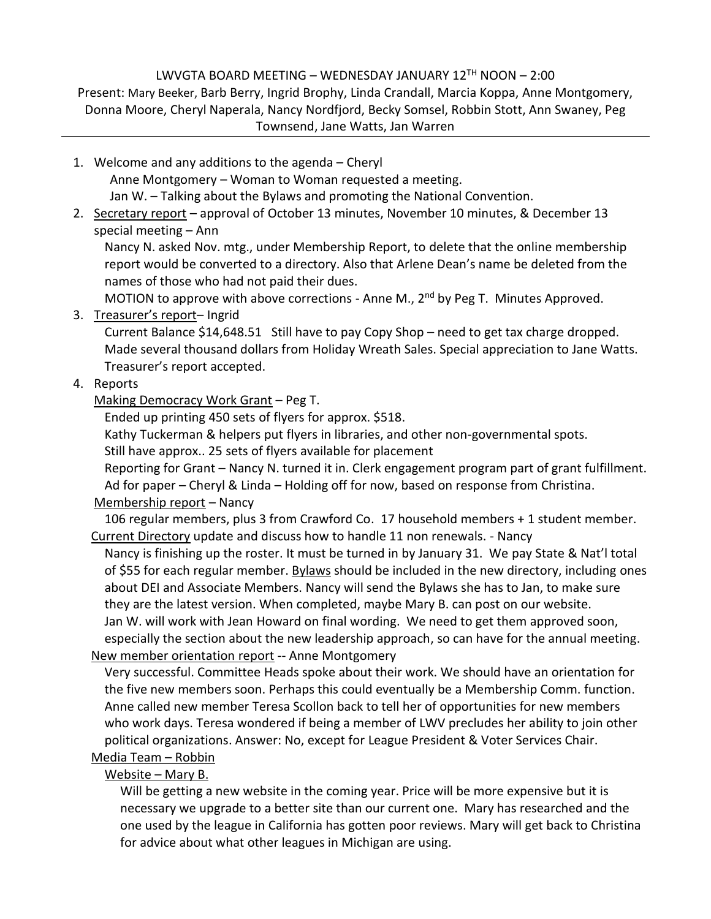LWVGTA BOARD MEETING – WEDNESDAY JANUARY 12TH NOON – 2:00

Present: Mary Beeker, Barb Berry, Ingrid Brophy, Linda Crandall, Marcia Koppa, Anne Montgomery, Donna Moore, Cheryl Naperala, Nancy Nordfjord, Becky Somsel, Robbin Stott, Ann Swaney, Peg Townsend, Jane Watts, Jan Warren

---

1. Welcome and any additions to the agenda – Cheryl
   - Anne Montgomery – Woman to Woman requested a meeting.
   - Jan W. – Talking about the Bylaws and promoting the National Convention.
2. Secretary report – approval of October 13 minutes, November 10 minutes, & December 13 special meeting – Ann

   Nancy N. asked Nov. mtg., under Membership Report, to delete that the online membership report would be converted to a directory. Also that Arlene Dean's name be deleted from the names of those who had not paid their dues.

   MOTION to approve with above corrections - Anne M., 2nd by Peg T. Minutes Approved.
3. Treasurer's report– Ingrid

   Current Balance $14,648.51 Still have to pay Copy Shop – need to get tax charge dropped. Made several thousand dollars from Holiday Wreath Sales. Special appreciation to Jane Watts. Treasurer's report accepted.
4. Reports

   Making Democracy Work Grant – Peg T.

   Ended up printing 450 sets of flyers for approx. $518.

   Kathy Tuckerman & helpers put flyers in libraries, and other non-governmental spots.

   Still have approx.. 25 sets of flyers available for placement

   Reporting for Grant – Nancy N. turned it in. Clerk engagement program part of grant fulfillment.

   Ad for paper – Cheryl & Linda – Holding off for now, based on response from Christina.

   Membership report – Nancy

   106 regular members, plus 3 from Crawford Co. 17 household members + 1 student member.

   Current Directory update and discuss how to handle 11 non renewals. - Nancy

   Nancy is finishing up the roster. It must be turned in by January 31. We pay State & Nat'l total of $55 for each regular member. Bylaws should be included in the new directory, including ones about DEI and Associate Members. Nancy will send the Bylaws she has to Jan, to make sure they are the latest version. When completed, maybe Mary B. can post on our website. Jan W. will work with Jean Howard on final wording. We need to get them approved soon, especially the section about the new leadership approach, so can have for the annual meeting.

   New member orientation report -- Anne Montgomery

   Very successful. Committee Heads spoke about their work. We should have an orientation for the five new members soon. Perhaps this could eventually be a Membership Comm. function. Anne called new member Teresa Scollon back to tell her of opportunities for new members who work days. Teresa wondered if being a member of LWV precludes her ability to join other political organizations. Answer: No, except for League President & Voter Services Chair.

   Media Team – Robbin

   Website – Mary B.

   Will be getting a new website in the coming year. Price will be more expensive but it is necessary we upgrade to a better site than our current one. Mary has researched and the one used by the league in California has gotten poor reviews. Mary will get back to Christina for advice about what other leagues in Michigan are using.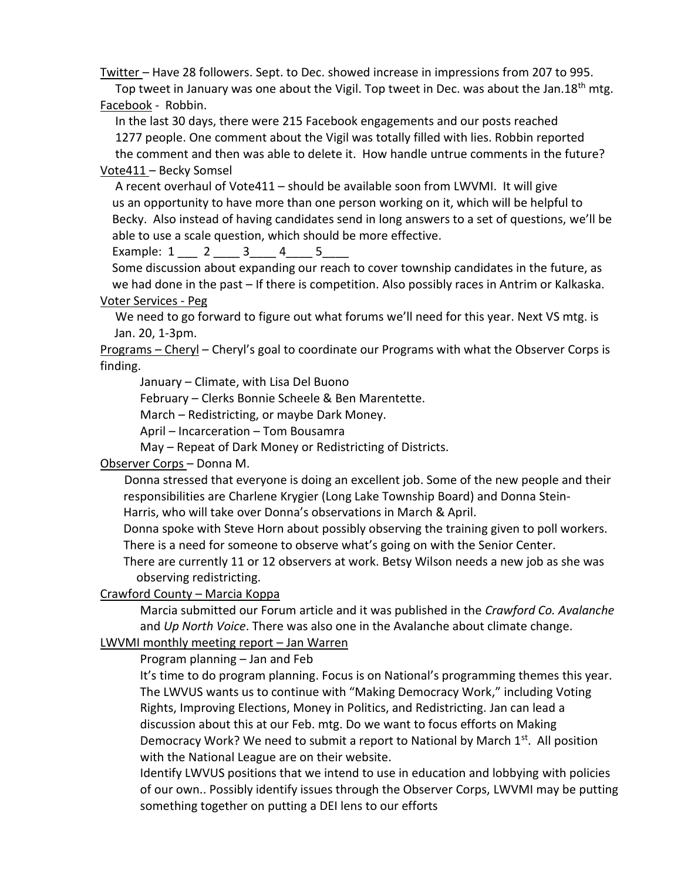Twitter – Have 28 followers. Sept. to Dec. showed increase in impressions from 207 to 995.

Top tweet in January was one about the Vigil. Top tweet in Dec. was about the Jan.18th mtg.

Facebook - Robbin.

In the last 30 days, there were 215 Facebook engagements and our posts reached 1277 people. One comment about the Vigil was totally filled with lies. Robbin reported the comment and then was able to delete it. How handle untrue comments in the future?

Vote411 – Becky Somsel

A recent overhaul of Vote411 – should be available soon from LWVMI. It will give us an opportunity to have more than one person working on it, which will be helpful to Becky. Also instead of having candidates send in long answers to a set of questions, we'll be able to use a scale question, which should be more effective.

Example: 1 ___ 2 ____ 3____ 4____ 5____

Some discussion about expanding our reach to cover township candidates in the future, as we had done in the past – If there is competition. Also possibly races in Antrim or Kalkaska.

Voter Services - Peg

We need to go forward to figure out what forums we'll need for this year. Next VS mtg. is Jan. 20, 1-3pm.

Programs – Cheryl – Cheryl's goal to coordinate our Programs with what the Observer Corps is finding.

- January – Climate, with Lisa Del Buono
- February – Clerks Bonnie Scheele & Ben Marentette.
- March – Redistricting, or maybe Dark Money.
- April – Incarceration – Tom Bousamra
- May – Repeat of Dark Money or Redistricting of Districts.

Observer Corps – Donna M.

Donna stressed that everyone is doing an excellent job. Some of the new people and their responsibilities are Charlene Krygier (Long Lake Township Board) and Donna Stein-Harris, who will take over Donna's observations in March & April.

Donna spoke with Steve Horn about possibly observing the training given to poll workers.

There is a need for someone to observe what's going on with the Senior Center.

There are currently 11 or 12 observers at work. Betsy Wilson needs a new job as she was observing redistricting.

Crawford County – Marcia Koppa

Marcia submitted our Forum article and it was published in the *Crawford Co. Avalanche* and *Up North Voice*. There was also one in the Avalanche about climate change.

LWVMI monthly meeting report – Jan Warren

Program planning – Jan and Feb

It's time to do program planning. Focus is on National's programming themes this year. The LWVUS wants us to continue with "Making Democracy Work," including Voting Rights, Improving Elections, Money in Politics, and Redistricting. Jan can lead a discussion about this at our Feb. mtg. Do we want to focus efforts on Making Democracy Work? We need to submit a report to National by March 1st. All position with the National League are on their website.

Identify LWVUS positions that we intend to use in education and lobbying with policies of our own.. Possibly identify issues through the Observer Corps, LWVMI may be putting something together on putting a DEI lens to our efforts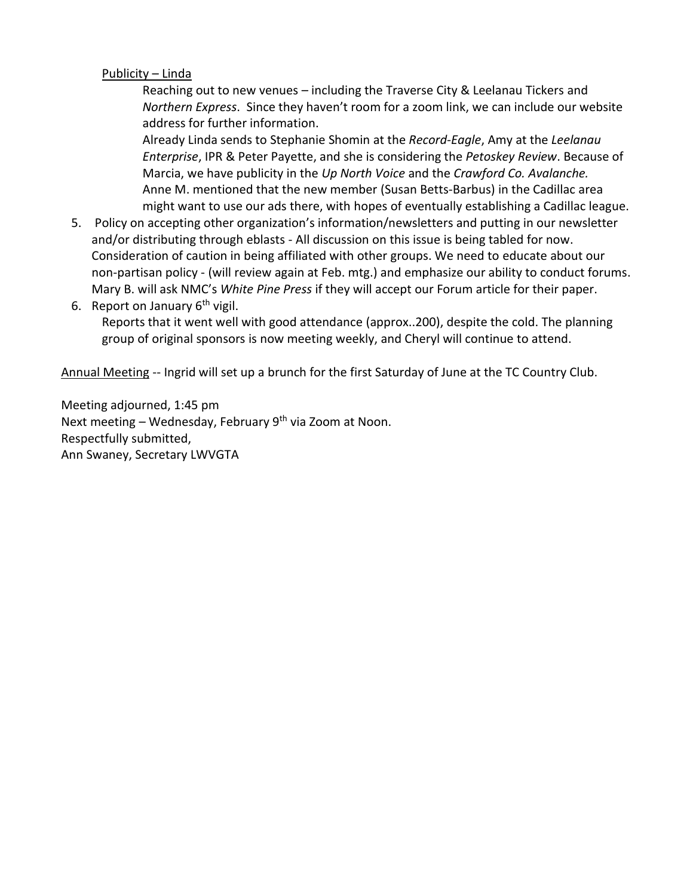Publicity – Linda

Reaching out to new venues – including the Traverse City & Leelanau Tickers and *Northern Express*. Since they haven't room for a zoom link, we can include our website address for further information.

Already Linda sends to Stephanie Shomin at the *Record-Eagle*, Amy at the *Leelanau Enterprise*, IPR & Peter Payette, and she is considering the *Petoskey Review*. Because of Marcia, we have publicity in the *Up North Voice* and the *Crawford Co. Avalanche.*

Anne M. mentioned that the new member (Susan Betts-Barbus) in the Cadillac area might want to use our ads there, with hopes of eventually establishing a Cadillac league.

5. Policy on accepting other organization's information/newsletters and putting in our newsletter and/or distributing through eblasts - All discussion on this issue is being tabled for now. Consideration of caution in being affiliated with other groups. We need to educate about our non-partisan policy - (will review again at Feb. mtg.) and emphasize our ability to conduct forums. Mary B. will ask NMC's *White Pine Press* if they will accept our Forum article for their paper.
6. Report on January 6th vigil.
   Reports that it went well with good attendance (approx..200), despite the cold. The planning group of original sponsors is now meeting weekly, and Cheryl will continue to attend.

Annual Meeting -- Ingrid will set up a brunch for the first Saturday of June at the TC Country Club.

Meeting adjourned, 1:45 pm
Next meeting – Wednesday, February 9th via Zoom at Noon.
Respectfully submitted,
Ann Swaney, Secretary LWVGTA